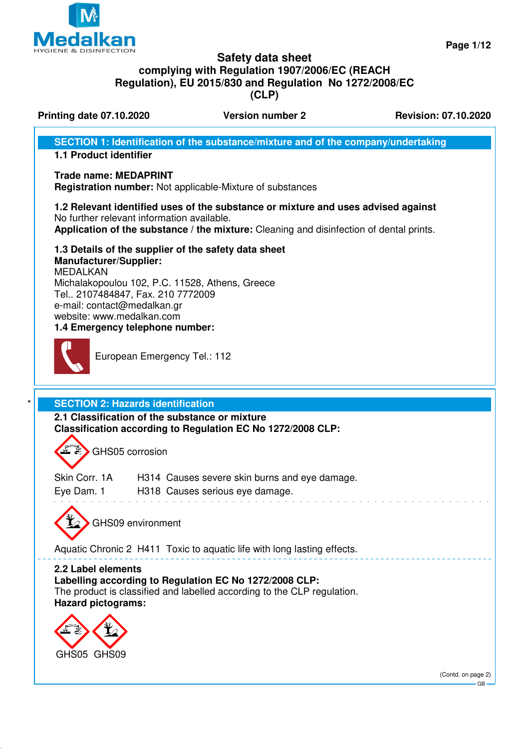# Safety data sheet
## complying with Regulation 1907/2006/EC (REACH Regulation), EU 2015/830 and Regulation No 1272/2008/EC (CLP)

**Printing date 07.10.2020** **Version number 2** **Revision: 07.10.2020**

## SECTION 1: Identification of the substance/mixture and of the company/undertaking

**1.1 Product identifier**

**Trade name: MEDAPRINT**
**Registration number:** Not applicable-Mixture of substances

**1.2 Relevant identified uses of the substance or mixture and uses advised against**
No further relevant information available.
**Application of the substance / the mixture:** Cleaning and disinfection of dental prints.

**1.3 Details of the supplier of the safety data sheet**
**Manufacturer/Supplier:**
MEDALKAN
Michalakopoulou 102, P.C. 11528, Athens, Greece
Tel.. 2107484847, Fax. 210 7772009
e-mail: contact@medalkan.gr
website: www.medalkan.com
**1.4 Emergency telephone number:**

European Emergency Tel.: 112

## * SECTION 2: Hazards identification

**2.1 Classification of the substance or mixture**
**Classification according to Regulation EC No 1272/2008 CLP:**

GHS05 corrosion

| | | |
|---|---|---|
| Skin Corr. 1A | H314 | Causes severe skin burns and eye damage. |
| Eye Dam. 1 | H318 | Causes serious eye damage. |

GHS09 environment

Aquatic Chronic 2 H411 Toxic to aquatic life with long lasting effects.

**2.2 Label elements**
**Labelling according to Regulation EC No 1272/2008 CLP:**
The product is classified and labelled according to the CLP regulation.
**Hazard pictograms:**

GHS05 GHS09

(Contd. on page 2)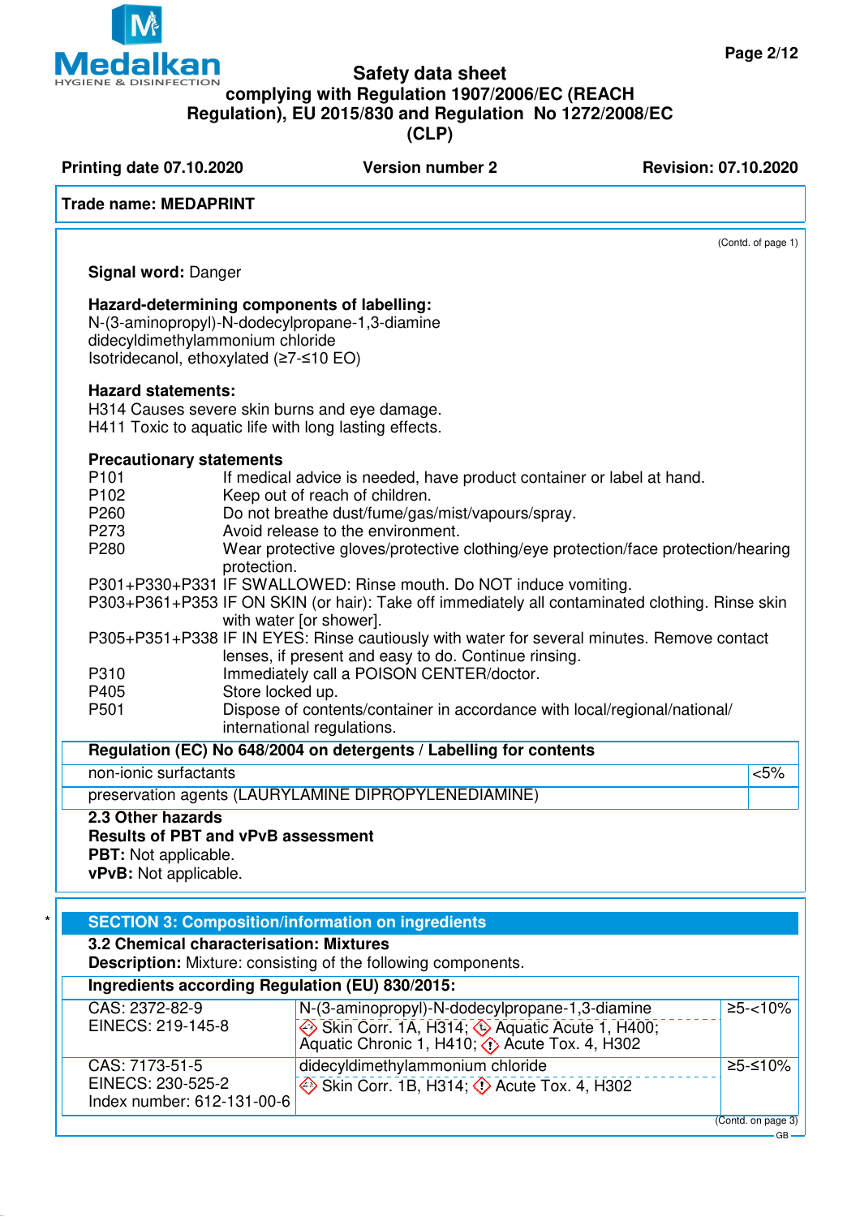**Trade name: MEDAPRINT**

(Contd. of page 1)

**Signal word:** Danger

**Hazard-determining components of labelling:**
N-(3-aminopropyl)-N-dodecylpropane-1,3-diamine
didecyldimethylammonium chloride
Isotridecanol, ethoxylated (≥7-≤10 EO)

**Hazard statements:**
H314 Causes severe skin burns and eye damage.
H411 Toxic to aquatic life with long lasting effects.

**Precautionary statements**

| | |
|---|---|
| P101 | If medical advice is needed, have product container or label at hand. |
| P102 | Keep out of reach of children. |
| P260 | Do not breathe dust/fume/gas/mist/vapours/spray. |
| P273 | Avoid release to the environment. |
| P280 | Wear protective gloves/protective clothing/eye protection/face protection/hearing protection. |
| P301+P330+P331 | IF SWALLOWED: Rinse mouth. Do NOT induce vomiting. |
| P303+P361+P353 | IF ON SKIN (or hair): Take off immediately all contaminated clothing. Rinse skin with water [or shower]. |
| P305+P351+P338 | IF IN EYES: Rinse cautiously with water for several minutes. Remove contact lenses, if present and easy to do. Continue rinsing. |
| P310 | Immediately call a POISON CENTER/doctor. |
| P405 | Store locked up. |
| P501 | Dispose of contents/container in accordance with local/regional/national/international regulations. |

| Regulation (EC) No 648/2004 on detergents / Labelling for contents | |
|---|---|
| non-ionic surfactants | <5% |
| preservation agents (LAURYLAMINE DIPROPYLENEDIAMINE) | |

**2.3 Other hazards**

**Results of PBT and vPvB assessment**

**PBT:** Not applicable.

**vPvB:** Not applicable.

## SECTION 3: Composition/information on ingredients

**3.2 Chemical characterisation: Mixtures**

**Description:** Mixture: consisting of the following components.

| Ingredients according Regulation (EU) 830/2015: | | |
|---|---|---|
| CAS: 2372-82-9<br>EINECS: 219-145-8 | N-(3-aminopropyl)-N-dodecylpropane-1,3-diamine<br>Skin Corr. 1A, H314; Aquatic Acute 1, H400; Aquatic Chronic 1, H410; Acute Tox. 4, H302 | ≥5-<10% |
| CAS: 7173-51-5<br>EINECS: 230-525-2<br>Index number: 612-131-00-6 | didecyldimethylammonium chloride<br>Skin Corr. 1B, H314; Acute Tox. 4, H302 | ≥5-≤10% |

(Contd. on page 3)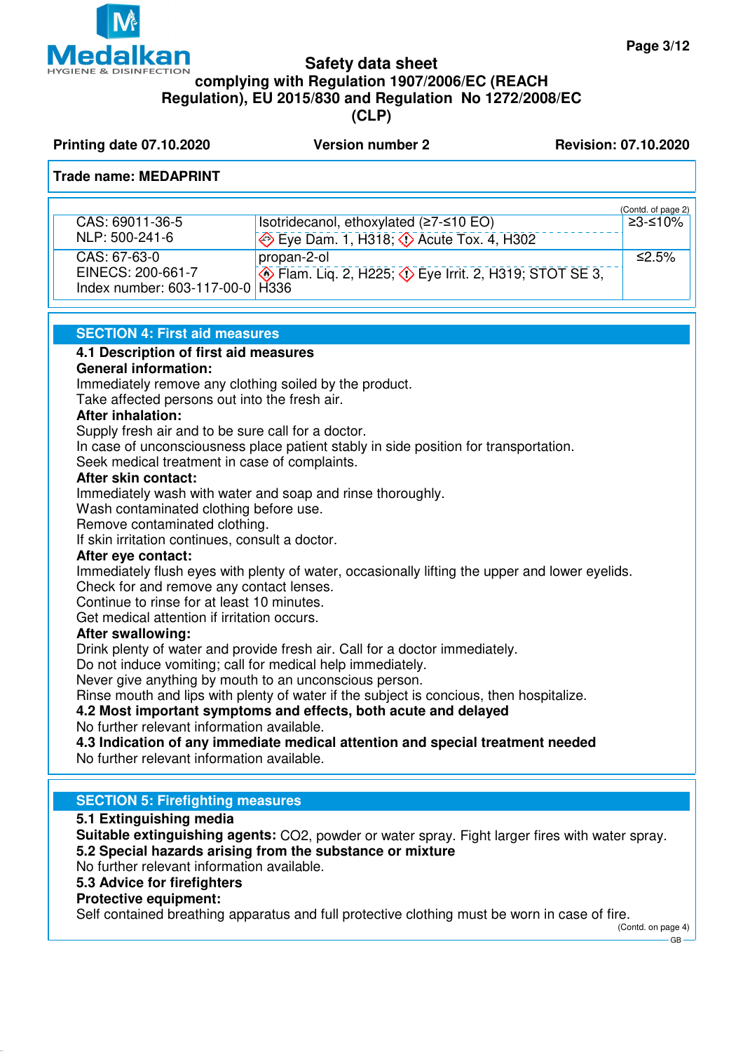**Trade name: MEDAPRINT**

(Contd. of page 2)

| | | |
|---|---|---|
| CAS: 69011-36-5<br>NLP: 500-241-6 | Isotridecanol, ethoxylated (≥7-≤10 EO)<br>Eye Dam. 1, H318; Acute Tox. 4, H302 | ≥3-≤10% |
| CAS: 67-63-0<br>EINECS: 200-661-7<br>Index number: 603-117-00-0 | propan-2-ol<br>Flam. Liq. 2, H225; Eye Irrit. 2, H319; STOT SE 3, H336 | ≤2.5% |

## SECTION 4: First aid measures

**4.1 Description of first aid measures**

**General information:**
Immediately remove any clothing soiled by the product.
Take affected persons out into the fresh air.

**After inhalation:**
Supply fresh air and to be sure call for a doctor.
In case of unconsciousness place patient stably in side position for transportation.
Seek medical treatment in case of complaints.

**After skin contact:**
Immediately wash with water and soap and rinse thoroughly.
Wash contaminated clothing before use.
Remove contaminated clothing.
If skin irritation continues, consult a doctor.

**After eye contact:**
Immediately flush eyes with plenty of water, occasionally lifting the upper and lower eyelids.
Check for and remove any contact lenses.
Continue to rinse for at least 10 minutes.
Get medical attention if irritation occurs.

**After swallowing:**
Drink plenty of water and provide fresh air. Call for a doctor immediately.
Do not induce vomiting; call for medical help immediately.
Never give anything by mouth to an unconscious person.
Rinse mouth and lips with plenty of water if the subject is concious, then hospitalize.

**4.2 Most important symptoms and effects, both acute and delayed**
No further relevant information available.

**4.3 Indication of any immediate medical attention and special treatment needed**
No further relevant information available.

## SECTION 5: Firefighting measures

**5.1 Extinguishing media**
**Suitable extinguishing agents:** CO2, powder or water spray. Fight larger fires with water spray.

**5.2 Special hazards arising from the substance or mixture**
No further relevant information available.

**5.3 Advice for firefighters**
**Protective equipment:**
Self contained breathing apparatus and full protective clothing must be worn in case of fire.

(Contd. on page 4)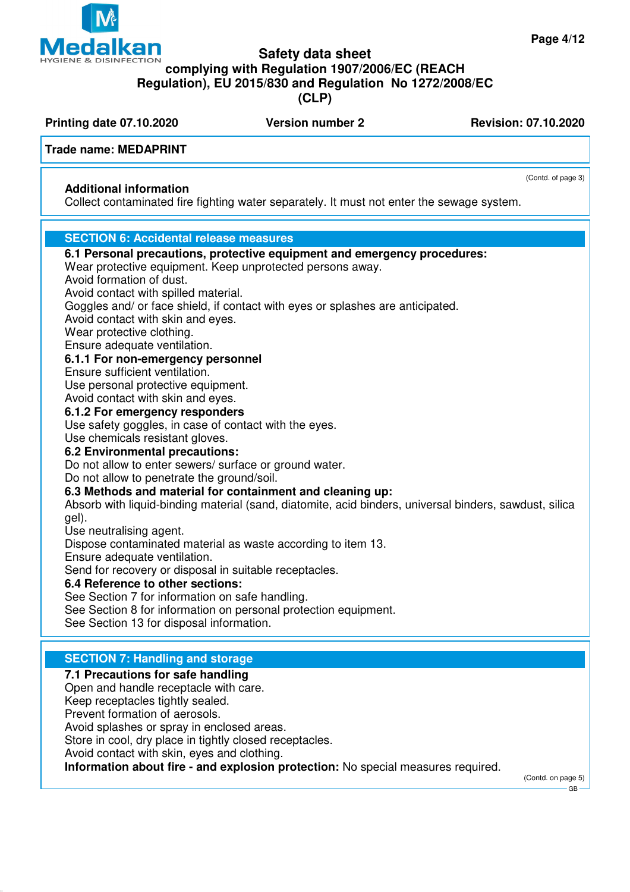Additional information
Collect contaminated fire fighting water separately. It must not enter the sewage system.

## SECTION 6: Accidental release measures

**6.1 Personal precautions, protective equipment and emergency procedures:**
Wear protective equipment. Keep unprotected persons away.
Avoid formation of dust.
Avoid contact with spilled material.
Goggles and/ or face shield, if contact with eyes or splashes are anticipated.
Avoid contact with skin and eyes.
Wear protective clothing.
Ensure adequate ventilation.

**6.1.1 For non-emergency personnel**
Ensure sufficient ventilation.
Use personal protective equipment.
Avoid contact with skin and eyes.

**6.1.2 For emergency responders**
Use safety goggles, in case of contact with the eyes.
Use chemicals resistant gloves.

**6.2 Environmental precautions:**
Do not allow to enter sewers/ surface or ground water.
Do not allow to penetrate the ground/soil.

**6.3 Methods and material for containment and cleaning up:**
Absorb with liquid-binding material (sand, diatomite, acid binders, universal binders, sawdust, silica gel).
Use neutralising agent.
Dispose contaminated material as waste according to item 13.
Ensure adequate ventilation.
Send for recovery or disposal in suitable receptacles.

**6.4 Reference to other sections:**
See Section 7 for information on safe handling.
See Section 8 for information on personal protection equipment.
See Section 13 for disposal information.

## SECTION 7: Handling and storage

**7.1 Precautions for safe handling**
Open and handle receptacle with care.
Keep receptacles tightly sealed.
Prevent formation of aerosols.
Avoid splashes or spray in enclosed areas.
Store in cool, dry place in tightly closed receptacles.
Avoid contact with skin, eyes and clothing.

**Information about fire - and explosion protection:** No special measures required.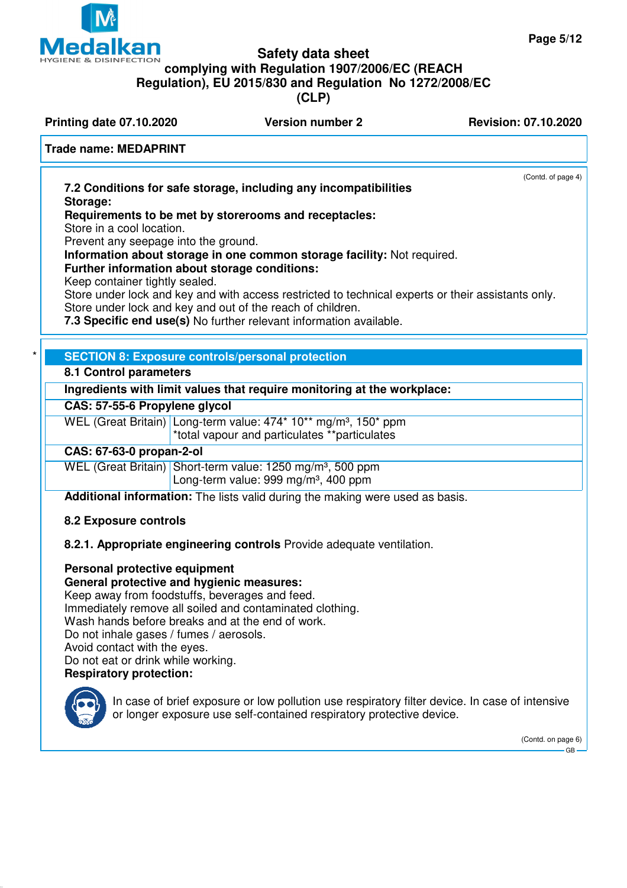(Contd. of page 4)

**7.2 Conditions for safe storage, including any incompatibilities**
**Storage:**
**Requirements to be met by storerooms and receptacles:**
Store in a cool location.
Prevent any seepage into the ground.
**Information about storage in one common storage facility:** Not required.
**Further information about storage conditions:**
Keep container tightly sealed.
Store under lock and key and with access restricted to technical experts or their assistants only.
Store under lock and key and out of the reach of children.
**7.3 Specific end use(s)** No further relevant information available.

## * SECTION 8: Exposure controls/personal protection

**8.1 Control parameters**

| **Ingredients with limit values that require monitoring at the workplace:** | |
|---|---|
| **CAS: 57-55-6 Propylene glycol** | |
| WEL (Great Britain) | Long-term value: 474* 10** mg/m³, 150* ppm<br>*total vapour and particulates **particulates |
| **CAS: 67-63-0 propan-2-ol** | |
| WEL (Great Britain) | Short-term value: 1250 mg/m³, 500 ppm<br>Long-term value: 999 mg/m³, 400 ppm |

**Additional information:** The lists valid during the making were used as basis.

**8.2 Exposure controls**

**8.2.1. Appropriate engineering controls** Provide adequate ventilation.

**Personal protective equipment**
**General protective and hygienic measures:**
Keep away from foodstuffs, beverages and feed.
Immediately remove all soiled and contaminated clothing.
Wash hands before breaks and at the end of work.
Do not inhale gases / fumes / aerosols.
Avoid contact with the eyes.
Do not eat or drink while working.
**Respiratory protection:**

In case of brief exposure or low pollution use respiratory filter device. In case of intensive or longer exposure use self-contained respiratory protective device.

(Contd. on page 6)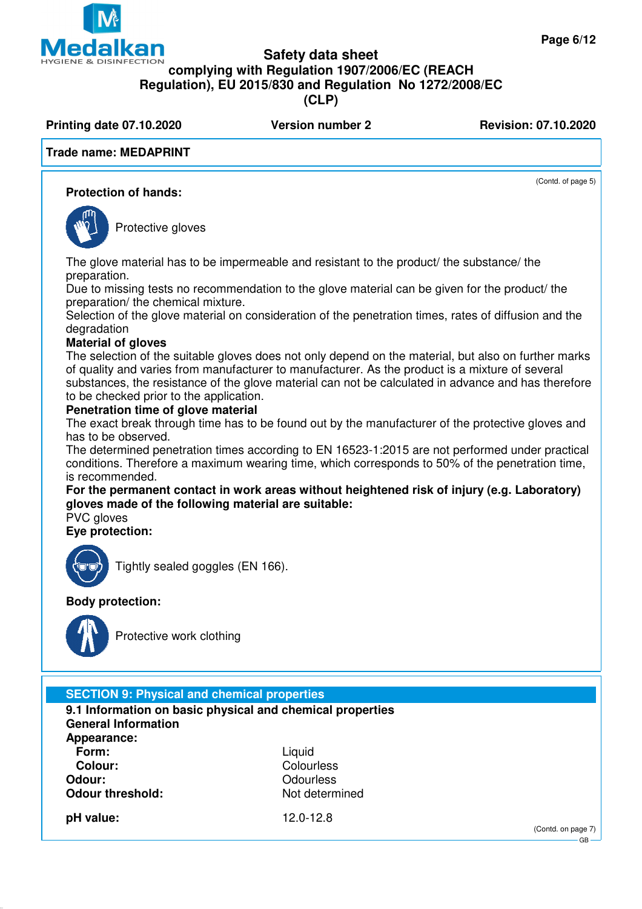(Contd. of page 5)

**Protection of hands:**

Protective gloves

The glove material has to be impermeable and resistant to the product/ the substance/ the preparation.
Due to missing tests no recommendation to the glove material can be given for the product/ the preparation/ the chemical mixture.
Selection of the glove material on consideration of the penetration times, rates of diffusion and the degradation

**Material of gloves**

The selection of the suitable gloves does not only depend on the material, but also on further marks of quality and varies from manufacturer to manufacturer. As the product is a mixture of several substances, the resistance of the glove material can not be calculated in advance and has therefore to be checked prior to the application.

**Penetration time of glove material**

The exact break through time has to be found out by the manufacturer of the protective gloves and has to be observed.
The determined penetration times according to EN 16523-1:2015 are not performed under practical conditions. Therefore a maximum wearing time, which corresponds to 50% of the penetration time, is recommended.

**For the permanent contact in work areas without heightened risk of injury (e.g. Laboratory) gloves made of the following material are suitable:**

PVC gloves

**Eye protection:**

Tightly sealed goggles (EN 166).

**Body protection:**

Protective work clothing

## SECTION 9: Physical and chemical properties

**9.1 Information on basic physical and chemical properties**

**General Information**

| | |
|---|---|
| **Appearance:** | |
| **Form:** | Liquid |
| **Colour:** | Colourless |
| **Odour:** | Odourless |
| **Odour threshold:** | Not determined |
| **pH value:** | 12.0-12.8 |

(Contd. on page 7)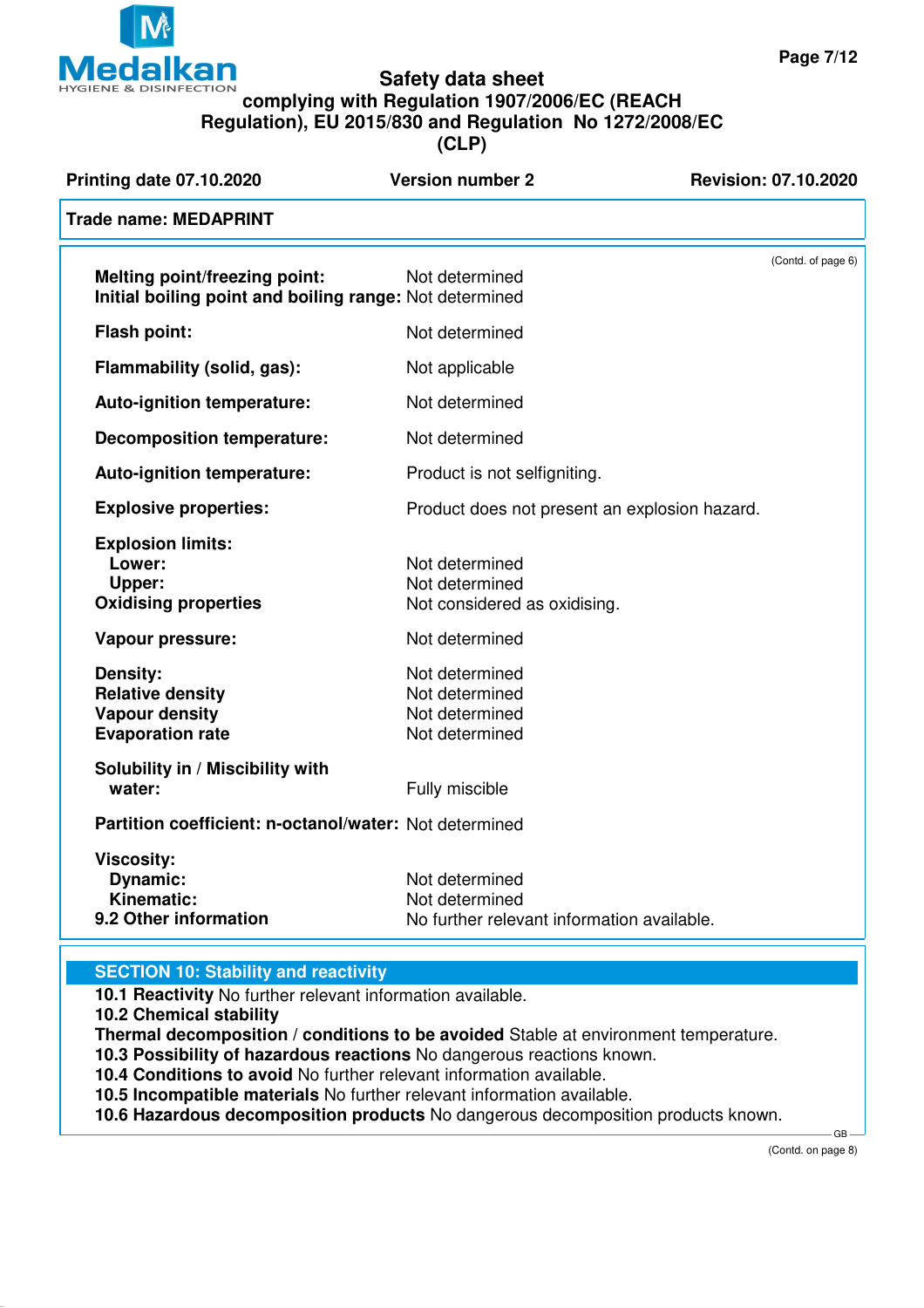Trade name: MEDAPRINT

(Contd. of page 6)

| | |
|---|---|
| **Melting point/freezing point:** | Not determined |
| **Initial boiling point and boiling range:** | Not determined |
| **Flash point:** | Not determined |
| **Flammability (solid, gas):** | Not applicable |
| **Auto-ignition temperature:** | Not determined |
| **Decomposition temperature:** | Not determined |
| **Auto-ignition temperature:** | Product is not selfigniting. |
| **Explosive properties:** | Product does not present an explosion hazard. |
| **Explosion limits:** | |
| **Lower:** | Not determined |
| **Upper:** | Not determined |
| **Oxidising properties** | Not considered as oxidising. |
| **Vapour pressure:** | Not determined |
| **Density:** | Not determined |
| **Relative density** | Not determined |
| **Vapour density** | Not determined |
| **Evaporation rate** | Not determined |
| **Solubility in / Miscibility with water:** | Fully miscible |
| **Partition coefficient: n-octanol/water:** | Not determined |
| **Viscosity:** | |
| **Dynamic:** | Not determined |
| **Kinematic:** | Not determined |
| **9.2 Other information** | No further relevant information available. |

## SECTION 10: Stability and reactivity

**10.1 Reactivity** No further relevant information available.

**10.2 Chemical stability**

**Thermal decomposition / conditions to be avoided** Stable at environment temperature.

**10.3 Possibility of hazardous reactions** No dangerous reactions known.

**10.4 Conditions to avoid** No further relevant information available.

**10.5 Incompatible materials** No further relevant information available.

**10.6 Hazardous decomposition products** No dangerous decomposition products known.

(Contd. on page 8)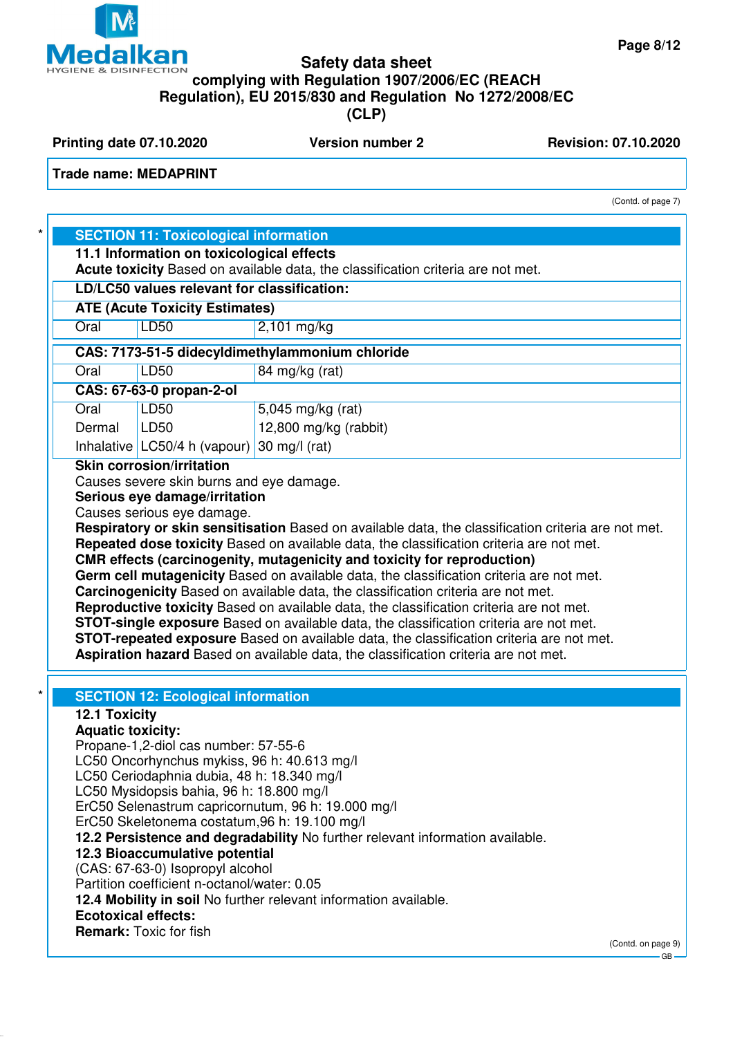(Contd. of page 7)

## SECTION 11: Toxicological information

**11.1 Information on toxicological effects**

**Acute toxicity** Based on available data, the classification criteria are not met.

| **LD/LC50 values relevant for classification:** | | |
|---|---|---|
| **ATE (Acute Toxicity Estimates)** | | |
| Oral | LD50 | 2,101 mg/kg |
| **CAS: 7173-51-5 didecyldimethylammonium chloride** | | |
| Oral | LD50 | 84 mg/kg (rat) |
| **CAS: 67-63-0 propan-2-ol** | | |
| Oral | LD50 | 5,045 mg/kg (rat) |
| Dermal | LD50 | 12,800 mg/kg (rabbit) |
| Inhalative | LC50/4 h (vapour) | 30 mg/l (rat) |

**Skin corrosion/irritation**

Causes severe skin burns and eye damage.

**Serious eye damage/irritation**

Causes serious eye damage.

**Respiratory or skin sensitisation** Based on available data, the classification criteria are not met.

**Repeated dose toxicity** Based on available data, the classification criteria are not met.

**CMR effects (carcinogenity, mutagenicity and toxicity for reproduction)**

**Germ cell mutagenicity** Based on available data, the classification criteria are not met.

**Carcinogenicity** Based on available data, the classification criteria are not met.

**Reproductive toxicity** Based on available data, the classification criteria are not met.

**STOT-single exposure** Based on available data, the classification criteria are not met.

**STOT-repeated exposure** Based on available data, the classification criteria are not met.

**Aspiration hazard** Based on available data, the classification criteria are not met.

## SECTION 12: Ecological information

**12.1 Toxicity**

**Aquatic toxicity:**

Propane-1,2-diol cas number: 57-55-6

LC50 Oncorhynchus mykiss, 96 h: 40.613 mg/l

LC50 Ceriodaphnia dubia, 48 h: 18.340 mg/l

LC50 Mysidopsis bahia, 96 h: 18.800 mg/l

ErC50 Selenastrum capricornutum, 96 h: 19.000 mg/l

ErC50 Skeletonema costatum,96 h: 19.100 mg/l

**12.2 Persistence and degradability** No further relevant information available.

**12.3 Bioaccumulative potential**

(CAS: 67-63-0) Isopropyl alcohol

Partition coefficient n-octanol/water: 0.05

**12.4 Mobility in soil** No further relevant information available.

**Ecotoxical effects:**

**Remark:** Toxic for fish

(Contd. on page 9)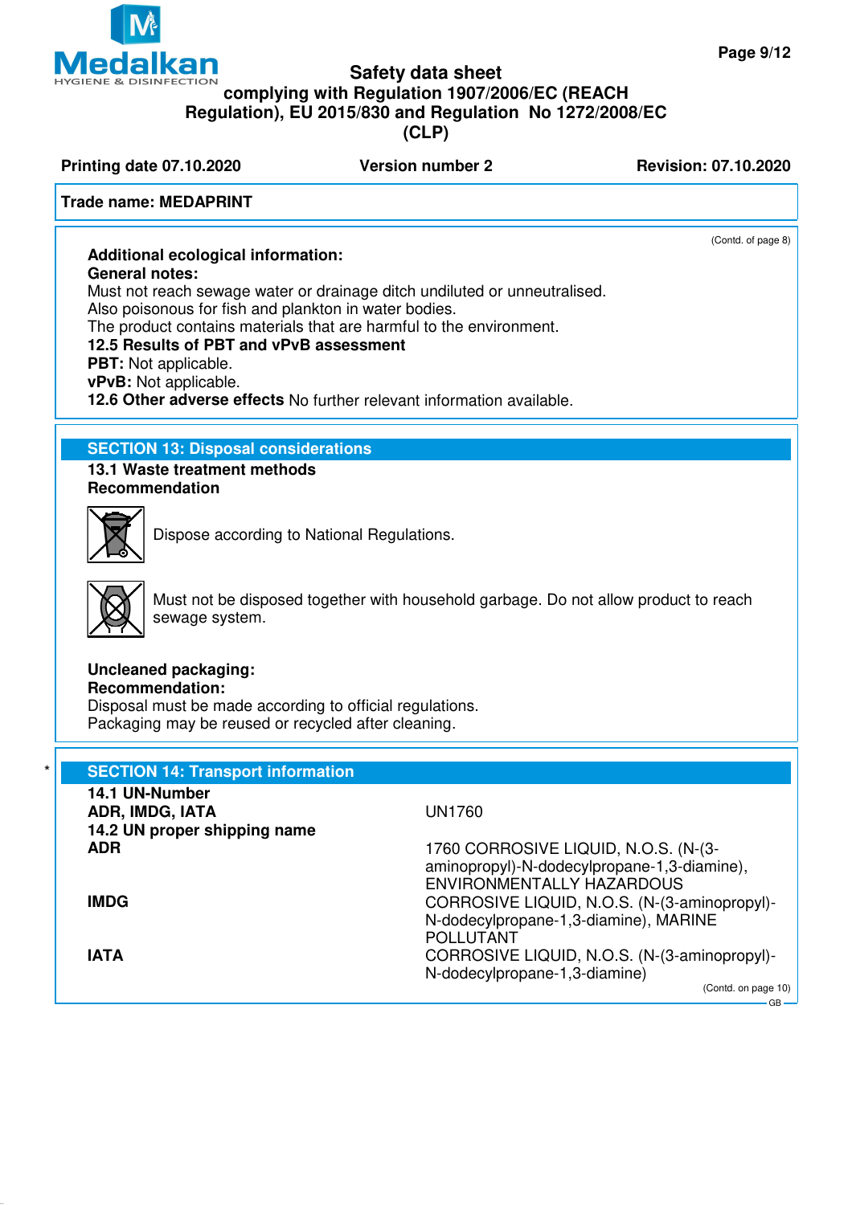**Trade name: MEDAPRINT**

(Contd. of page 8)

**Additional ecological information:**
**General notes:**
Must not reach sewage water or drainage ditch undiluted or unneutralised.
Also poisonous for fish and plankton in water bodies.
The product contains materials that are harmful to the environment.
**12.5 Results of PBT and vPvB assessment**
**PBT:** Not applicable.
**vPvB:** Not applicable.
**12.6 Other adverse effects** No further relevant information available.

## SECTION 13: Disposal considerations

**13.1 Waste treatment methods**
**Recommendation**

Dispose according to National Regulations.

Must not be disposed together with household garbage. Do not allow product to reach sewage system.

**Uncleaned packaging:**
**Recommendation:**
Disposal must be made according to official regulations.
Packaging may be reused or recycled after cleaning.

## SECTION 14: Transport information

| | |
|---|---|
| **14.1 UN-Number** | |
| **ADR, IMDG, IATA** | UN1760 |
| **14.2 UN proper shipping name** | |
| **ADR** | 1760 CORROSIVE LIQUID, N.O.S. (N-(3-aminopropyl)-N-dodecylpropane-1,3-diamine), ENVIRONMENTALLY HAZARDOUS |
| **IMDG** | CORROSIVE LIQUID, N.O.S. (N-(3-aminopropyl)-N-dodecylpropane-1,3-diamine), MARINE POLLUTANT |
| **IATA** | CORROSIVE LIQUID, N.O.S. (N-(3-aminopropyl)-N-dodecylpropane-1,3-diamine) |

(Contd. on page 10)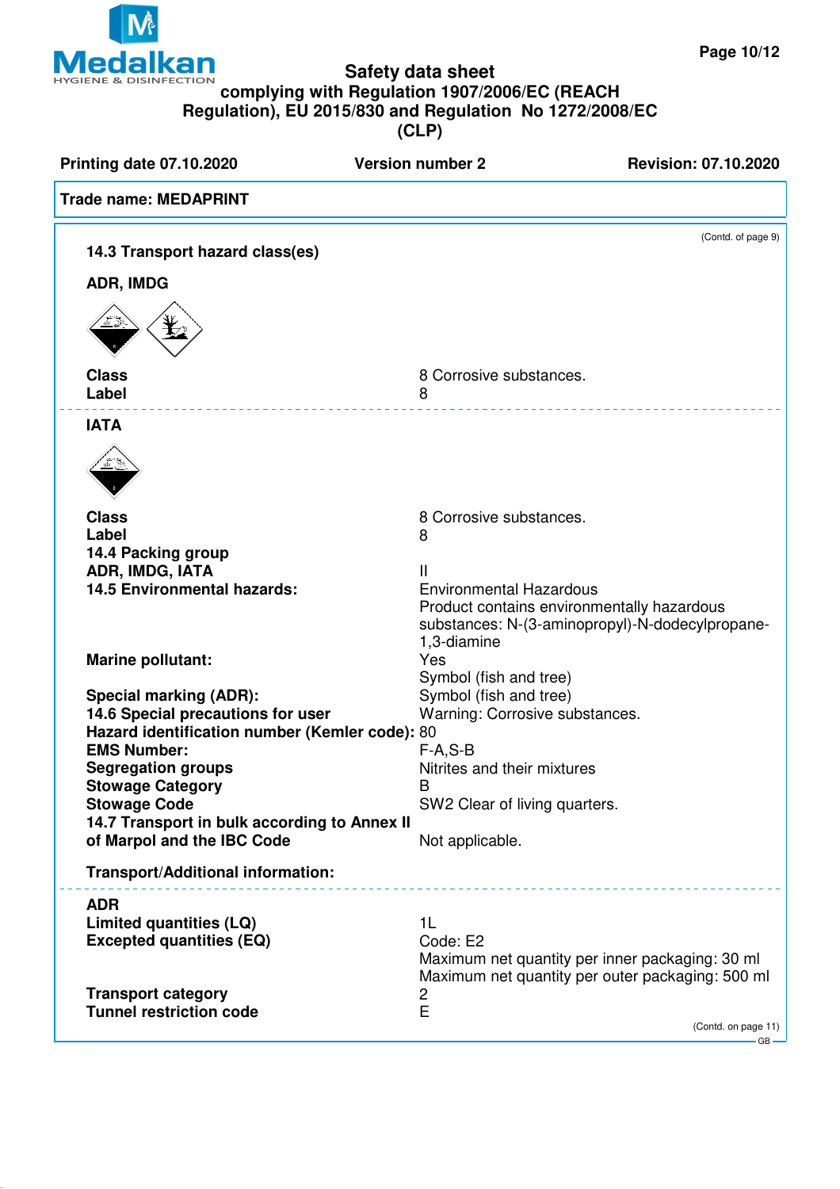# Safety data sheet

## complying with Regulation 1907/2006/EC (REACH Regulation), EU 2015/830 and Regulation No 1272/2008/EC (CLP)

**Printing date 07.10.2020** | **Version number 2** | **Revision: 07.10.2020**

**Trade name: MEDAPRINT**

(Contd. of page 9)

**14.3 Transport hazard class(es)**

**ADR, IMDG**

| | |
|---|---|
| **Class** | 8 Corrosive substances. |
| **Label** | 8 |

**IATA**

| | |
|---|---|
| **Class** | 8 Corrosive substances. |
| **Label** | 8 |
| **14.4 Packing group** | |
| **ADR, IMDG, IATA** | II |
| **14.5 Environmental hazards:** | Environmental Hazardous<br>Product contains environmentally hazardous substances: N-(3-aminopropyl)-N-dodecylpropane-1,3-diamine |
| **Marine pollutant:** | Yes<br>Symbol (fish and tree) |
| **Special marking (ADR):** | Symbol (fish and tree) |
| **14.6 Special precautions for user** | Warning: Corrosive substances. |
| **Hazard identification number (Kemler code):** | 80 |
| **EMS Number:** | F-A,S-B |
| **Segregation groups** | Nitrites and their mixtures |
| **Stowage Category** | B |
| **Stowage Code** | SW2 Clear of living quarters. |
| **14.7 Transport in bulk according to Annex II of Marpol and the IBC Code** | Not applicable. |

**Transport/Additional information:**

**ADR**

| | |
|---|---|
| **Limited quantities (LQ)** | 1L |
| **Excepted quantities (EQ)** | Code: E2<br>Maximum net quantity per inner packaging: 30 ml<br>Maximum net quantity per outer packaging: 500 ml |
| **Transport category** | 2 |
| **Tunnel restriction code** | E |

(Contd. on page 11)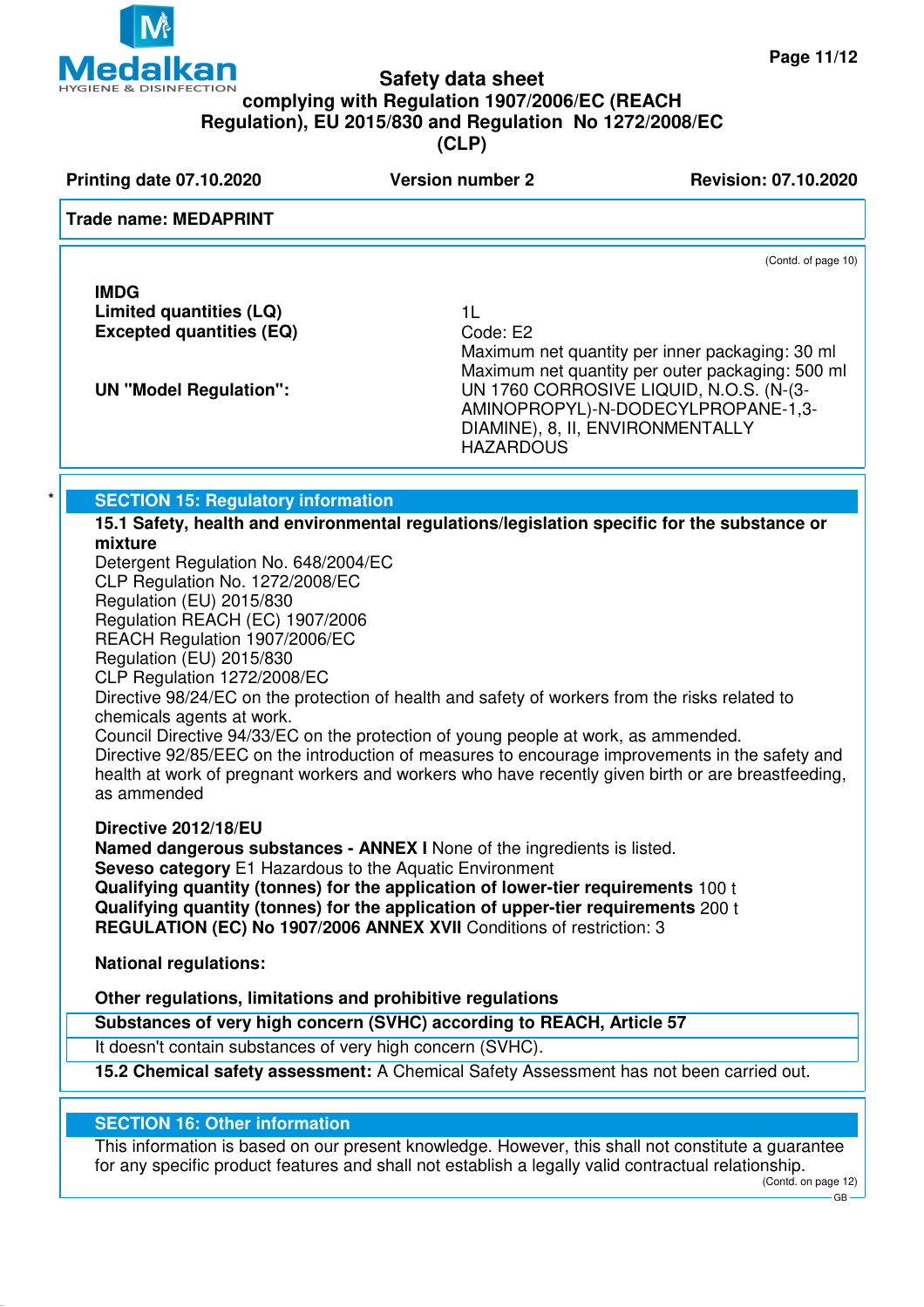(Contd. of page 10)

**IMDG**

| | |
|---|---|
| **Limited quantities (LQ)** | 1L |
| **Excepted quantities (EQ)** | Code: E2<br>Maximum net quantity per inner packaging: 30 ml<br>Maximum net quantity per outer packaging: 500 ml |
| **UN "Model Regulation":** | UN 1760 CORROSIVE LIQUID, N.O.S. (N-(3-AMINOPROPYL)-N-DODECYLPROPANE-1,3-DIAMINE), 8, II, ENVIRONMENTALLY HAZARDOUS |

## SECTION 15: Regulatory information

**15.1 Safety, health and environmental regulations/legislation specific for the substance or mixture**

Detergent Regulation No. 648/2004/EC
CLP Regulation No. 1272/2008/EC
Regulation (EU) 2015/830
Regulation REACH (EC) 1907/2006
REACH Regulation 1907/2006/EC
Regulation (EU) 2015/830
CLP Regulation 1272/2008/EC
Directive 98/24/EC on the protection of health and safety of workers from the risks related to chemicals agents at work.
Council Directive 94/33/EC on the protection of young people at work, as ammended.
Directive 92/85/EEC on the introduction of measures to encourage improvements in the safety and health at work of pregnant workers and workers who have recently given birth or are breastfeeding, as ammended

**Directive 2012/18/EU**
**Named dangerous substances - ANNEX I** None of the ingredients is listed.
**Seveso category** E1 Hazardous to the Aquatic Environment
**Qualifying quantity (tonnes) for the application of lower-tier requirements** 100 t
**Qualifying quantity (tonnes) for the application of upper-tier requirements** 200 t
**REGULATION (EC) No 1907/2006 ANNEX XVII** Conditions of restriction: 3

**National regulations:**

**Other regulations, limitations and prohibitive regulations**

**Substances of very high concern (SVHC) according to REACH, Article 57**
It doesn't contain substances of very high concern (SVHC).

**15.2 Chemical safety assessment:** A Chemical Safety Assessment has not been carried out.

## SECTION 16: Other information

This information is based on our present knowledge. However, this shall not constitute a guarantee for any specific product features and shall not establish a legally valid contractual relationship.

(Contd. on page 12)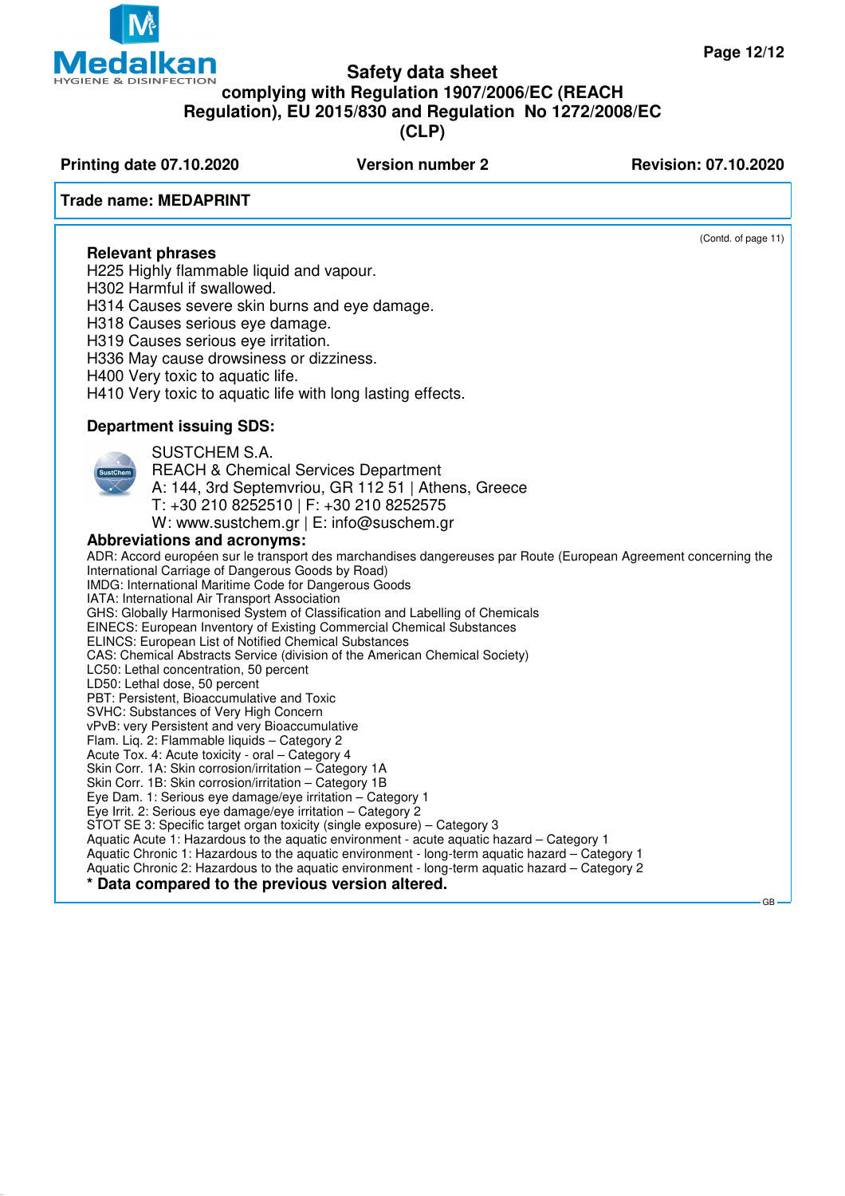Trade name: MEDAPRINT

(Contd. of page 11)

**Relevant phrases**

H225 Highly flammable liquid and vapour.
H302 Harmful if swallowed.
H314 Causes severe skin burns and eye damage.
H318 Causes serious eye damage.
H319 Causes serious eye irritation.
H336 May cause drowsiness or dizziness.
H400 Very toxic to aquatic life.
H410 Very toxic to aquatic life with long lasting effects.

**Department issuing SDS:**

SUSTCHEM S.A.
REACH & Chemical Services Department
A: 144, 3rd Septemvriou, GR 112 51 | Athens, Greece
T: +30 210 8252510 | F: +30 210 8252575
W: www.sustchem.gr | E: info@suschem.gr

**Abbreviations and acronyms:**

ADR: Accord européen sur le transport des marchandises dangereuses par Route (European Agreement concerning the International Carriage of Dangerous Goods by Road)
IMDG: International Maritime Code for Dangerous Goods
IATA: International Air Transport Association
GHS: Globally Harmonised System of Classification and Labelling of Chemicals
EINECS: European Inventory of Existing Commercial Chemical Substances
ELINCS: European List of Notified Chemical Substances
CAS: Chemical Abstracts Service (division of the American Chemical Society)
LC50: Lethal concentration, 50 percent
LD50: Lethal dose, 50 percent
PBT: Persistent, Bioaccumulative and Toxic
SVHC: Substances of Very High Concern
vPvB: very Persistent and very Bioaccumulative
Flam. Liq. 2: Flammable liquids – Category 2
Acute Tox. 4: Acute toxicity - oral – Category 4
Skin Corr. 1A: Skin corrosion/irritation – Category 1A
Skin Corr. 1B: Skin corrosion/irritation – Category 1B
Eye Dam. 1: Serious eye damage/eye irritation – Category 1
Eye Irrit. 2: Serious eye damage/eye irritation – Category 2
STOT SE 3: Specific target organ toxicity (single exposure) – Category 3
Aquatic Acute 1: Hazardous to the aquatic environment - acute aquatic hazard – Category 1
Aquatic Chronic 1: Hazardous to the aquatic environment - long-term aquatic hazard – Category 1
Aquatic Chronic 2: Hazardous to the aquatic environment - long-term aquatic hazard – Category 2

**\* Data compared to the previous version altered.**